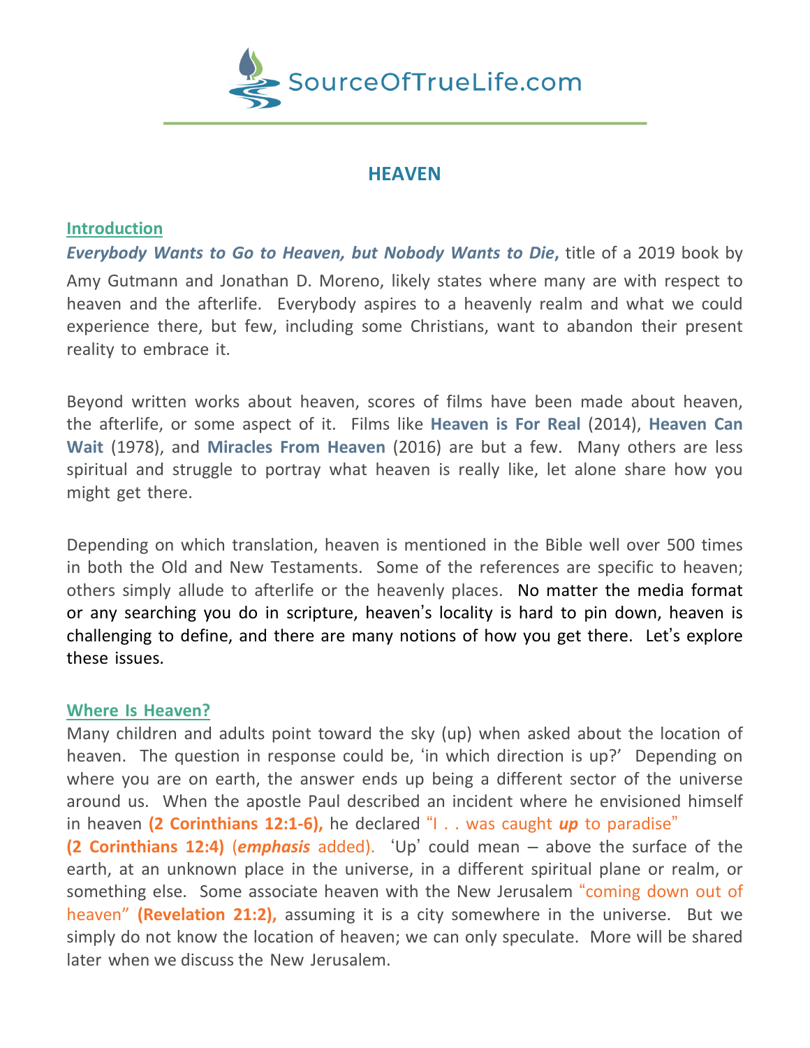# HEAVEN

## Introduction

***Everybody Wants to Go to Heaven, but Nobody Wants to Die***, title of a 2019 book by Amy Gutmann and Jonathan D. Moreno, likely states where many are with respect to heaven and the afterlife. Everybody aspires to a heavenly realm and what we could experience there, but few, including some Christians, want to abandon their present reality to embrace it.

Beyond written works about heaven, scores of films have been made about heaven, the afterlife, or some aspect of it. Films like **Heaven is For Real** (2014), **Heaven Can Wait** (1978), and **Miracles From Heaven** (2016) are but a few. Many others are less spiritual and struggle to portray what heaven is really like, let alone share how you might get there.

Depending on which translation, heaven is mentioned in the Bible well over 500 times in both the Old and New Testaments. Some of the references are specific to heaven; others simply allude to afterlife or the heavenly places. No matter the media format or any searching you do in scripture, heaven's locality is hard to pin down, heaven is challenging to define, and there are many notions of how you get there. Let's explore these issues.

## Where Is Heaven?

Many children and adults point toward the sky (up) when asked about the location of heaven. The question in response could be, 'in which direction is up?' Depending on where you are on earth, the answer ends up being a different sector of the universe around us. When the apostle Paul described an incident where he envisioned himself in heaven **(2 Corinthians 12:1-6),** he declared "I . . was caught ***up*** to paradise" **(2 Corinthians 12:4)** (***emphasis*** added). 'Up' could mean – above the surface of the earth, at an unknown place in the universe, in a different spiritual plane or realm, or something else. Some associate heaven with the New Jerusalem "coming down out of heaven" **(Revelation 21:2),** assuming it is a city somewhere in the universe. But we simply do not know the location of heaven; we can only speculate. More will be shared later when we discuss the New Jerusalem.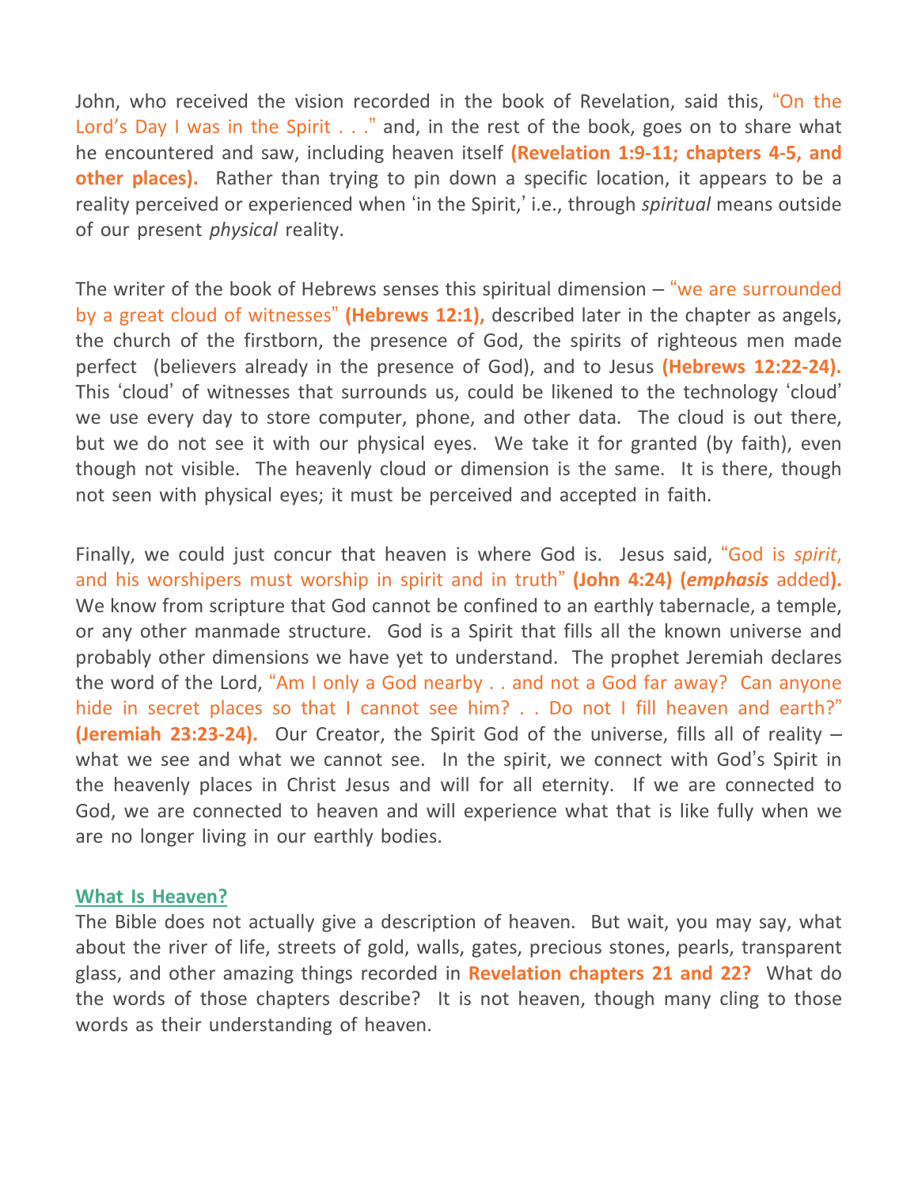John, who received the vision recorded in the book of Revelation, said this, "On the Lord's Day I was in the Spirit . . ." and, in the rest of the book, goes on to share what he encountered and saw, including heaven itself **(Revelation 1:9-11; chapters 4-5, and other places).** Rather than trying to pin down a specific location, it appears to be a reality perceived or experienced when 'in the Spirit,' i.e., through *spiritual* means outside of our present *physical* reality.

The writer of the book of Hebrews senses this spiritual dimension – "we are surrounded by a great cloud of witnesses" **(Hebrews 12:1),** described later in the chapter as angels, the church of the firstborn, the presence of God, the spirits of righteous men made perfect (believers already in the presence of God), and to Jesus **(Hebrews 12:22-24).** This 'cloud' of witnesses that surrounds us, could be likened to the technology 'cloud' we use every day to store computer, phone, and other data. The cloud is out there, but we do not see it with our physical eyes. We take it for granted (by faith), even though not visible. The heavenly cloud or dimension is the same. It is there, though not seen with physical eyes; it must be perceived and accepted in faith.

Finally, we could just concur that heaven is where God is. Jesus said, "God is *spirit*, and his worshipers must worship in spirit and in truth" **(John 4:24) (*emphasis* added).** We know from scripture that God cannot be confined to an earthly tabernacle, a temple, or any other manmade structure. God is a Spirit that fills all the known universe and probably other dimensions we have yet to understand. The prophet Jeremiah declares the word of the Lord, "Am I only a God nearby . . and not a God far away? Can anyone hide in secret places so that I cannot see him? . . Do not I fill heaven and earth?" **(Jeremiah 23:23-24).** Our Creator, the Spirit God of the universe, fills all of reality – what we see and what we cannot see. In the spirit, we connect with God's Spirit in the heavenly places in Christ Jesus and will for all eternity. If we are connected to God, we are connected to heaven and will experience what that is like fully when we are no longer living in our earthly bodies.

## What Is Heaven?

The Bible does not actually give a description of heaven. But wait, you may say, what about the river of life, streets of gold, walls, gates, precious stones, pearls, transparent glass, and other amazing things recorded in **Revelation chapters 21 and 22?** What do the words of those chapters describe? It is not heaven, though many cling to those words as their understanding of heaven.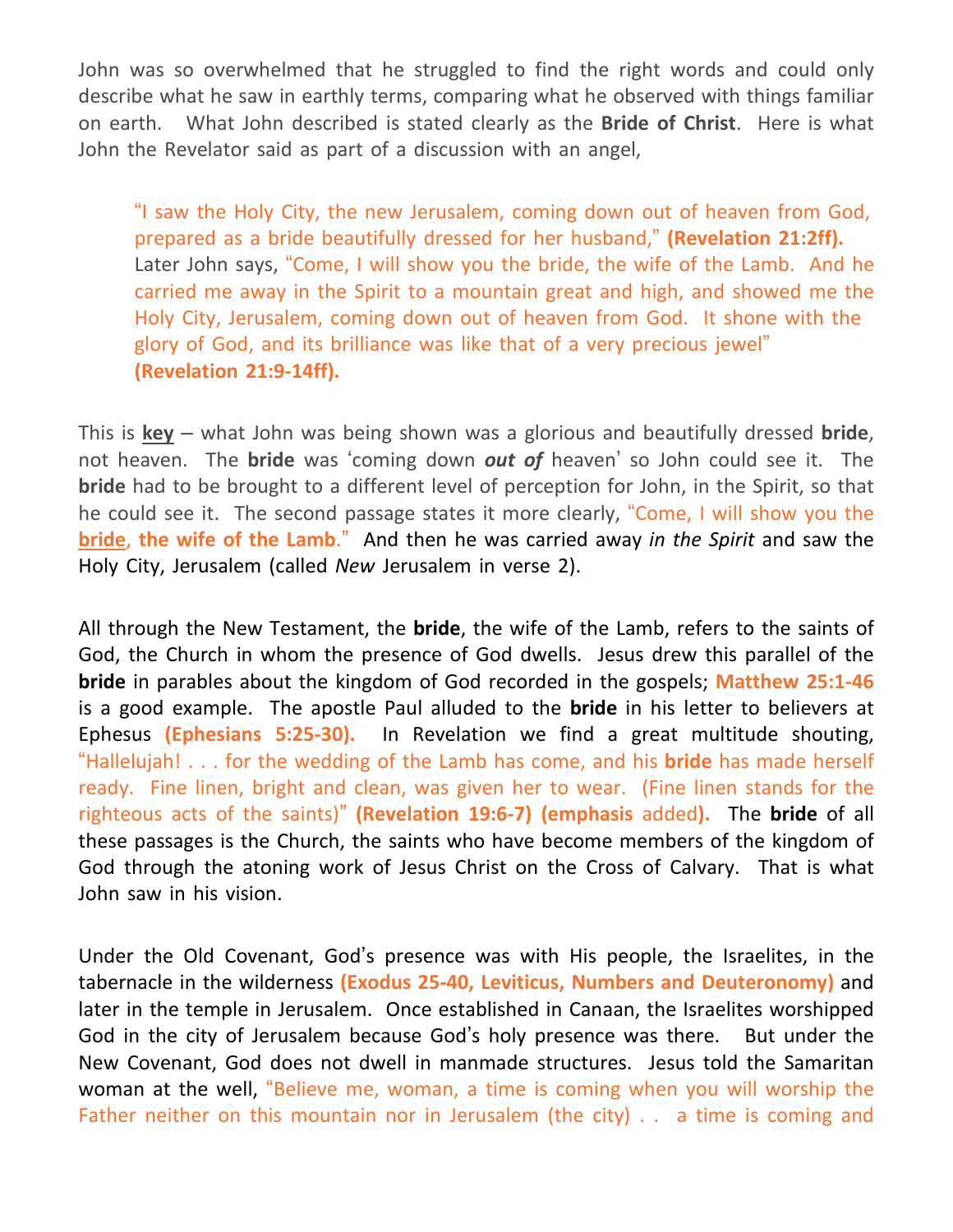John was so overwhelmed that he struggled to find the right words and could only describe what he saw in earthly terms, comparing what he observed with things familiar on earth. What John described is stated clearly as the **Bride of Christ**. Here is what John the Revelator said as part of a discussion with an angel,

> "I saw the Holy City, the new Jerusalem, coming down out of heaven from God, prepared as a bride beautifully dressed for her husband," **(Revelation 21:2ff).**
> Later John says, "Come, I will show you the bride, the wife of the Lamb. And he carried me away in the Spirit to a mountain great and high, and showed me the Holy City, Jerusalem, coming down out of heaven from God. It shone with the glory of God, and its brilliance was like that of a very precious jewel" **(Revelation 21:9-14ff).**

This is **key** – what John was being shown was a glorious and beautifully dressed **bride**, not heaven. The **bride** was 'coming down ***out of*** heaven' so John could see it. The **bride** had to be brought to a different level of perception for John, in the Spirit, so that he could see it. The second passage states it more clearly, "Come, I will show you the **bride**, **the wife of the Lamb**." And then he was carried away *in the Spirit* and saw the Holy City, Jerusalem (called *New* Jerusalem in verse 2).

All through the New Testament, the **bride**, the wife of the Lamb, refers to the saints of God, the Church in whom the presence of God dwells. Jesus drew this parallel of the **bride** in parables about the kingdom of God recorded in the gospels; **Matthew 25:1-46** is a good example. The apostle Paul alluded to the **bride** in his letter to believers at Ephesus **(Ephesians 5:25-30).** In Revelation we find a great multitude shouting, "Hallelujah! . . . for the wedding of the Lamb has come, and his **bride** has made herself ready. Fine linen, bright and clean, was given her to wear. (Fine linen stands for the righteous acts of the saints)" **(Revelation 19:6-7) (emphasis** added**).** The **bride** of all these passages is the Church, the saints who have become members of the kingdom of God through the atoning work of Jesus Christ on the Cross of Calvary. That is what John saw in his vision.

Under the Old Covenant, God's presence was with His people, the Israelites, in the tabernacle in the wilderness **(Exodus 25-40, Leviticus, Numbers and Deuteronomy)** and later in the temple in Jerusalem. Once established in Canaan, the Israelites worshipped God in the city of Jerusalem because God's holy presence was there. But under the New Covenant, God does not dwell in manmade structures. Jesus told the Samaritan woman at the well, "Believe me, woman, a time is coming when you will worship the Father neither on this mountain nor in Jerusalem (the city) . . a time is coming and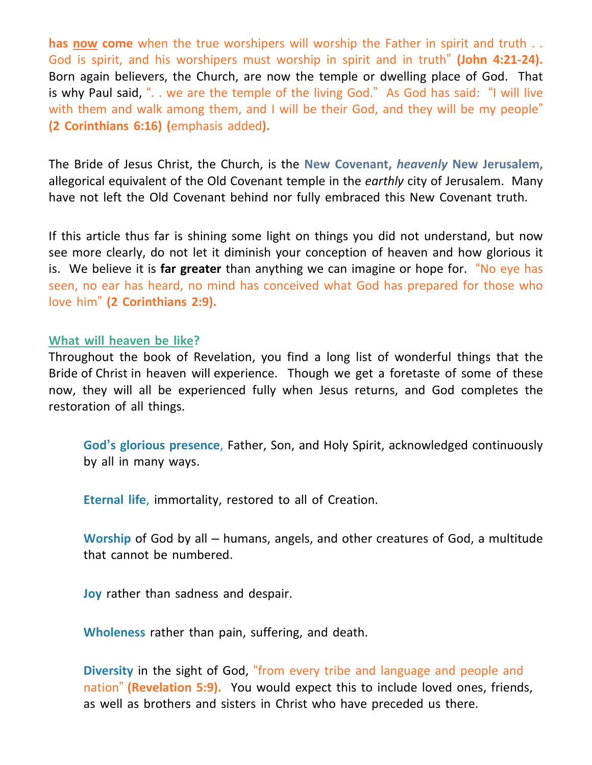**has <u>now</u> come** when the true worshipers will worship the Father in spirit and truth . . God is spirit, and his worshipers must worship in spirit and in truth" **(John 4:21-24).** Born again believers, the Church, are now the temple or dwelling place of God. That is why Paul said, ". . we are the temple of the living God." As God has said: "I will live with them and walk among them, and I will be their God, and they will be my people" **(2 Corinthians 6:16) (**emphasis added**).**

The Bride of Jesus Christ, the Church, is the **New Covenant, *heavenly* New Jerusalem,** allegorical equivalent of the Old Covenant temple in the *earthly* city of Jerusalem. Many have not left the Old Covenant behind nor fully embraced this New Covenant truth.

If this article thus far is shining some light on things you did not understand, but now see more clearly, do not let it diminish your conception of heaven and how glorious it is. We believe it is **far greater** than anything we can imagine or hope for. "No eye has seen, no ear has heard, no mind has conceived what God has prepared for those who love him" **(2 Corinthians 2:9).**

**<u>What will heaven be like</u>?**

Throughout the book of Revelation, you find a long list of wonderful things that the Bride of Christ in heaven will experience. Though we get a foretaste of some of these now, they will all be experienced fully when Jesus returns, and God completes the restoration of all things.

> **God's glorious presence,** Father, Son, and Holy Spirit, acknowledged continuously by all in many ways.
>
> **Eternal life,** immortality, restored to all of Creation.
>
> **Worship** of God by all – humans, angels, and other creatures of God, a multitude that cannot be numbered.
>
> **Joy** rather than sadness and despair.
>
> **Wholeness** rather than pain, suffering, and death.
>
> **Diversity** in the sight of God, "from every tribe and language and people and nation" **(Revelation 5:9).** You would expect this to include loved ones, friends, as well as brothers and sisters in Christ who have preceded us there.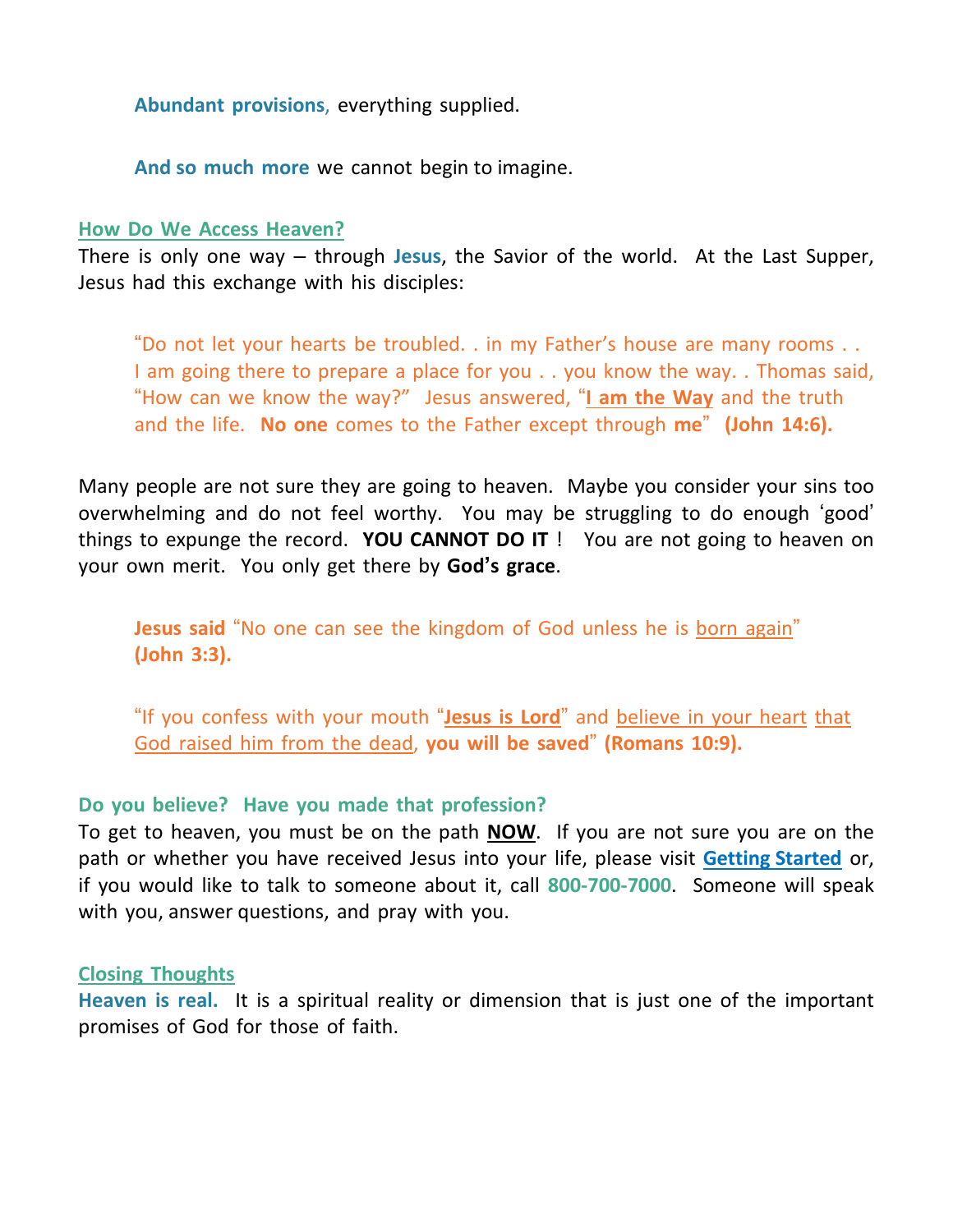**Abundant provisions**, everything supplied.

**And so much more** we cannot begin to imagine.

## How Do We Access Heaven?

There is only one way – through **Jesus**, the Savior of the world. At the Last Supper, Jesus had this exchange with his disciples:

> "Do not let your hearts be troubled. . in my Father's house are many rooms . . I am going there to prepare a place for you . . you know the way. . Thomas said, "How can we know the way?" Jesus answered, "**I am the Way** and the truth and the life. **No one** comes to the Father except through **me**" **(John 14:6).**

Many people are not sure they are going to heaven. Maybe you consider your sins too overwhelming and do not feel worthy. You may be struggling to do enough 'good' things to expunge the record. **YOU CANNOT DO IT** ! You are not going to heaven on your own merit. You only get there by **God's grace**.

> **Jesus said** "No one can see the kingdom of God unless he is born again" **(John 3:3).**

> "If you confess with your mouth "**Jesus is Lord**" and believe in your heart that God raised him from the dead, **you will be saved**" **(Romans 10:9).**

### Do you believe? Have you made that profession?

To get to heaven, you must be on the path **NOW**. If you are not sure you are on the path or whether you have received Jesus into your life, please visit **Getting Started** or, if you would like to talk to someone about it, call **800-700-7000**. Someone will speak with you, answer questions, and pray with you.

## Closing Thoughts

**Heaven is real.** It is a spiritual reality or dimension that is just one of the important promises of God for those of faith.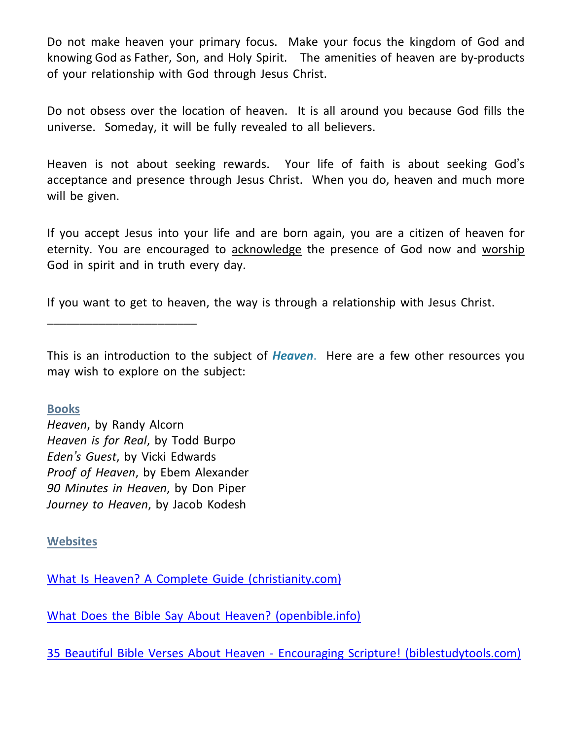Do not make heaven your primary focus. Make your focus the kingdom of God and knowing God as Father, Son, and Holy Spirit. The amenities of heaven are by-products of your relationship with God through Jesus Christ.

Do not obsess over the location of heaven. It is all around you because God fills the universe. Someday, it will be fully revealed to all believers.

Heaven is not about seeking rewards. Your life of faith is about seeking God's acceptance and presence through Jesus Christ. When you do, heaven and much more will be given.

If you accept Jesus into your life and are born again, you are a citizen of heaven for eternity. You are encouraged to acknowledge the presence of God now and worship God in spirit and in truth every day.

If you want to get to heaven, the way is through a relationship with Jesus Christ.

---

This is an introduction to the subject of ***Heaven***. Here are a few other resources you may wish to explore on the subject:

**Books**

*Heaven*, by Randy Alcorn
*Heaven is for Real*, by Todd Burpo
*Eden's Guest*, by Vicki Edwards
*Proof of Heaven*, by Ebem Alexander
*90 Minutes in Heaven*, by Don Piper
*Journey to Heaven*, by Jacob Kodesh

**Websites**

What Is Heaven? A Complete Guide (christianity.com)

What Does the Bible Say About Heaven? (openbible.info)

35 Beautiful Bible Verses About Heaven - Encouraging Scripture! (biblestudytools.com)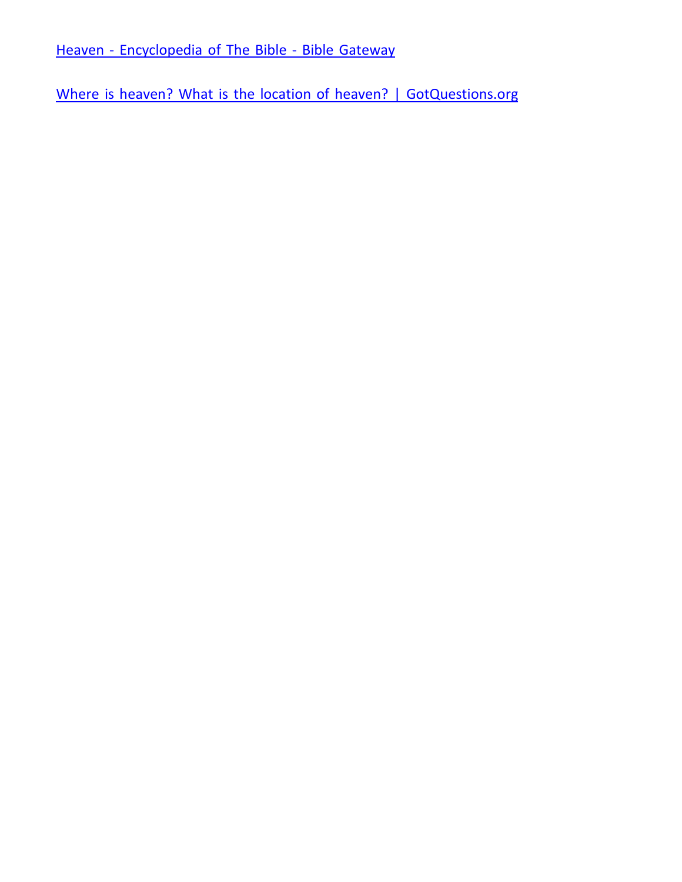Heaven - Encyclopedia of The Bible - Bible Gateway

Where is heaven? What is the location of heaven? | GotQuestions.org